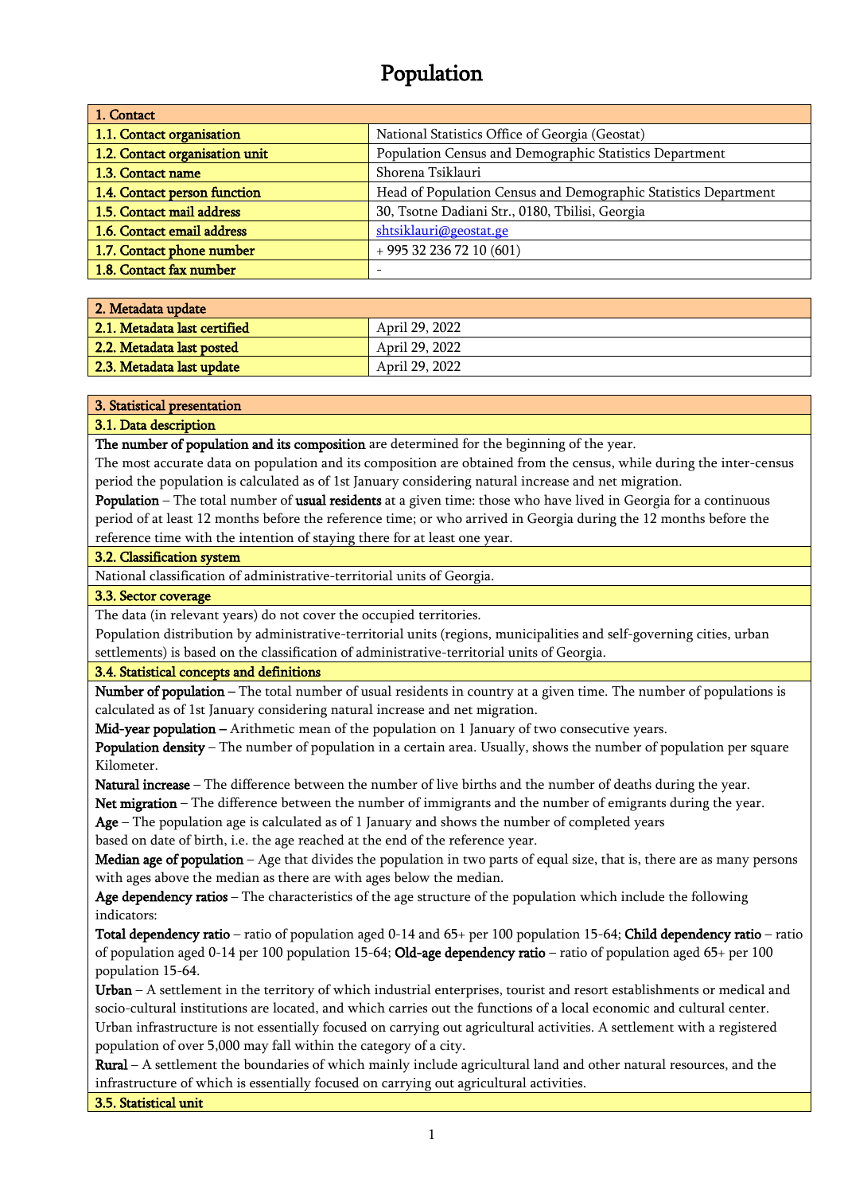# Population

| 1. Contact | |
|---|---|
| 1.1. Contact organisation | National Statistics Office of Georgia (Geostat) |
| 1.2. Contact organisation unit | Population Census and Demographic Statistics Department |
| 1.3. Contact name | Shorena Tsiklauri |
| 1.4. Contact person function | Head of Population Census and Demographic Statistics Department |
| 1.5. Contact mail address | 30, Tsotne Dadiani Str., 0180, Tbilisi, Georgia |
| 1.6. Contact email address | shtsiklauri@geostat.ge |
| 1.7. Contact phone number | + 995 32 236 72 10 (601) |
| 1.8. Contact fax number | - |

| 2. Metadata update | |
|---|---|
| 2.1. Metadata last certified | April 29, 2022 |
| 2.2. Metadata last posted | April 29, 2022 |
| 2.3. Metadata last update | April 29, 2022 |

## 3. Statistical presentation

### 3.1. Data description

**The number of population and its composition** are determined for the beginning of the year.

The most accurate data on population and its composition are obtained from the census, while during the inter-census period the population is calculated as of 1st January considering natural increase and net migration.

**Population** – The total number of **usual residents** at a given time: those who have lived in Georgia for a continuous period of at least 12 months before the reference time; or who arrived in Georgia during the 12 months before the reference time with the intention of staying there for at least one year.

### 3.2. Classification system

National classification of administrative-territorial units of Georgia.

### 3.3. Sector coverage

The data (in relevant years) do not cover the occupied territories.

Population distribution by administrative-territorial units (regions, municipalities and self-governing cities, urban settlements) is based on the classification of administrative-territorial units of Georgia.

### 3.4. Statistical concepts and definitions

**Number of population –** The total number of usual residents in country at a given time. The number of populations is calculated as of 1st January considering natural increase and net migration.

**Mid-year population –** Arithmetic mean of the population on 1 January of two consecutive years.

**Population density** – The number of population in a certain area. Usually, shows the number of population per square Kilometer.

**Natural increase** – The difference between the number of live births and the number of deaths during the year.

**Net migration** – The difference between the number of immigrants and the number of emigrants during the year.

**Age** – The population age is calculated as of 1 January and shows the number of completed years based on date of birth, i.e. the age reached at the end of the reference year.

**Median age of population** – Age that divides the population in two parts of equal size, that is, there are as many persons with ages above the median as there are with ages below the median.

**Age dependency ratios** – The characteristics of the age structure of the population which include the following indicators:

**Total dependency ratio** – ratio of population aged 0-14 and 65+ per 100 population 15-64; **Child dependency ratio** – ratio of population aged 0-14 per 100 population 15-64; **Old-age dependency ratio** – ratio of population aged 65+ per 100 population 15-64.

**Urban** – A settlement in the territory of which industrial enterprises, tourist and resort establishments or medical and socio-cultural institutions are located, and which carries out the functions of a local economic and cultural center. Urban infrastructure is not essentially focused on carrying out agricultural activities. A settlement with a registered population of over 5,000 may fall within the category of a city.

**Rural** – A settlement the boundaries of which mainly include agricultural land and other natural resources, and the infrastructure of which is essentially focused on carrying out agricultural activities.

### 3.5. Statistical unit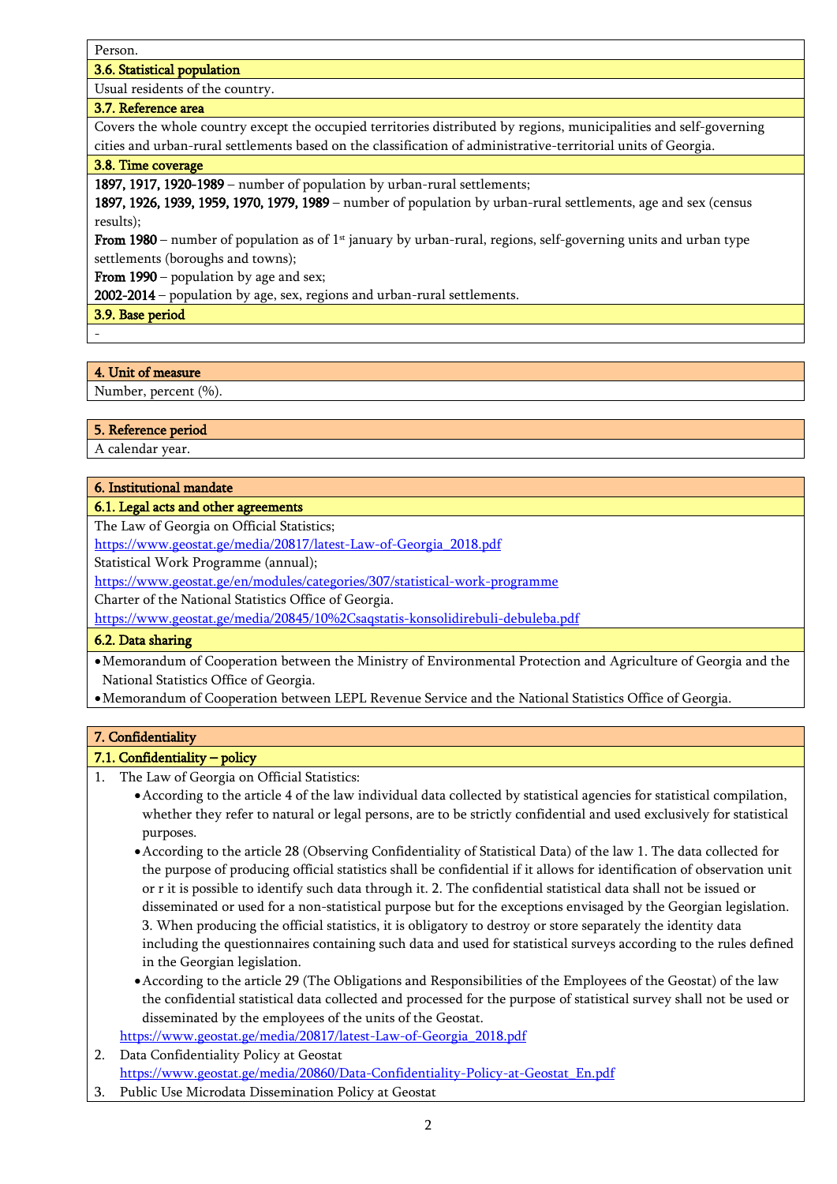Person.

### 3.6. Statistical population

Usual residents of the country.

### 3.7. Reference area

Covers the whole country except the occupied territories distributed by regions, municipalities and self-governing cities and urban-rural settlements based on the classification of administrative-territorial units of Georgia.

### 3.8. Time coverage

**1897, 1917, 1920-1989** – number of population by urban-rural settlements;

**1897, 1926, 1939, 1959, 1970, 1979, 1989** – number of population by urban-rural settlements, age and sex (census results);

**From 1980** – number of population as of 1st january by urban-rural, regions, self-governing units and urban type settlements (boroughs and towns);

**From 1990** – population by age and sex;

**2002-2014** – population by age, sex, regions and urban-rural settlements.

### 3.9. Base period

-

## 4. Unit of measure

Number, percent (%).

## 5. Reference period

A calendar year.

## 6. Institutional mandate

### 6.1. Legal acts and other agreements

The Law of Georgia on Official Statistics;

https://www.geostat.ge/media/20817/latest-Law-of-Georgia_2018.pdf

Statistical Work Programme (annual);

https://www.geostat.ge/en/modules/categories/307/statistical-work-programme

Charter of the National Statistics Office of Georgia.

https://www.geostat.ge/media/20845/10%2Csaqstatis-konsolidirebuli-debuleba.pdf

### 6.2. Data sharing

- Memorandum of Cooperation between the Ministry of Environmental Protection and Agriculture of Georgia and the National Statistics Office of Georgia.
- Memorandum of Cooperation between LEPL Revenue Service and the National Statistics Office of Georgia.

## 7. Confidentiality

### 7.1. Confidentiality – policy

1. The Law of Georgia on Official Statistics:
   - According to the article 4 of the law individual data collected by statistical agencies for statistical compilation, whether they refer to natural or legal persons, are to be strictly confidential and used exclusively for statistical purposes.
   - According to the article 28 (Observing Confidentiality of Statistical Data) of the law 1. The data collected for the purpose of producing official statistics shall be confidential if it allows for identification of observation unit or r it is possible to identify such data through it. 2. The confidential statistical data shall not be issued or disseminated or used for a non-statistical purpose but for the exceptions envisaged by the Georgian legislation. 3. When producing the official statistics, it is obligatory to destroy or store separately the identity data including the questionnaires containing such data and used for statistical surveys according to the rules defined in the Georgian legislation.
   - According to the article 29 (The Obligations and Responsibilities of the Employees of the Geostat) of the law the confidential statistical data collected and processed for the purpose of statistical survey shall not be used or disseminated by the employees of the units of the Geostat.

   https://www.geostat.ge/media/20817/latest-Law-of-Georgia_2018.pdf
2. Data Confidentiality Policy at Geostat
   https://www.geostat.ge/media/20860/Data-Confidentiality-Policy-at-Geostat_En.pdf
3. Public Use Microdata Dissemination Policy at Geostat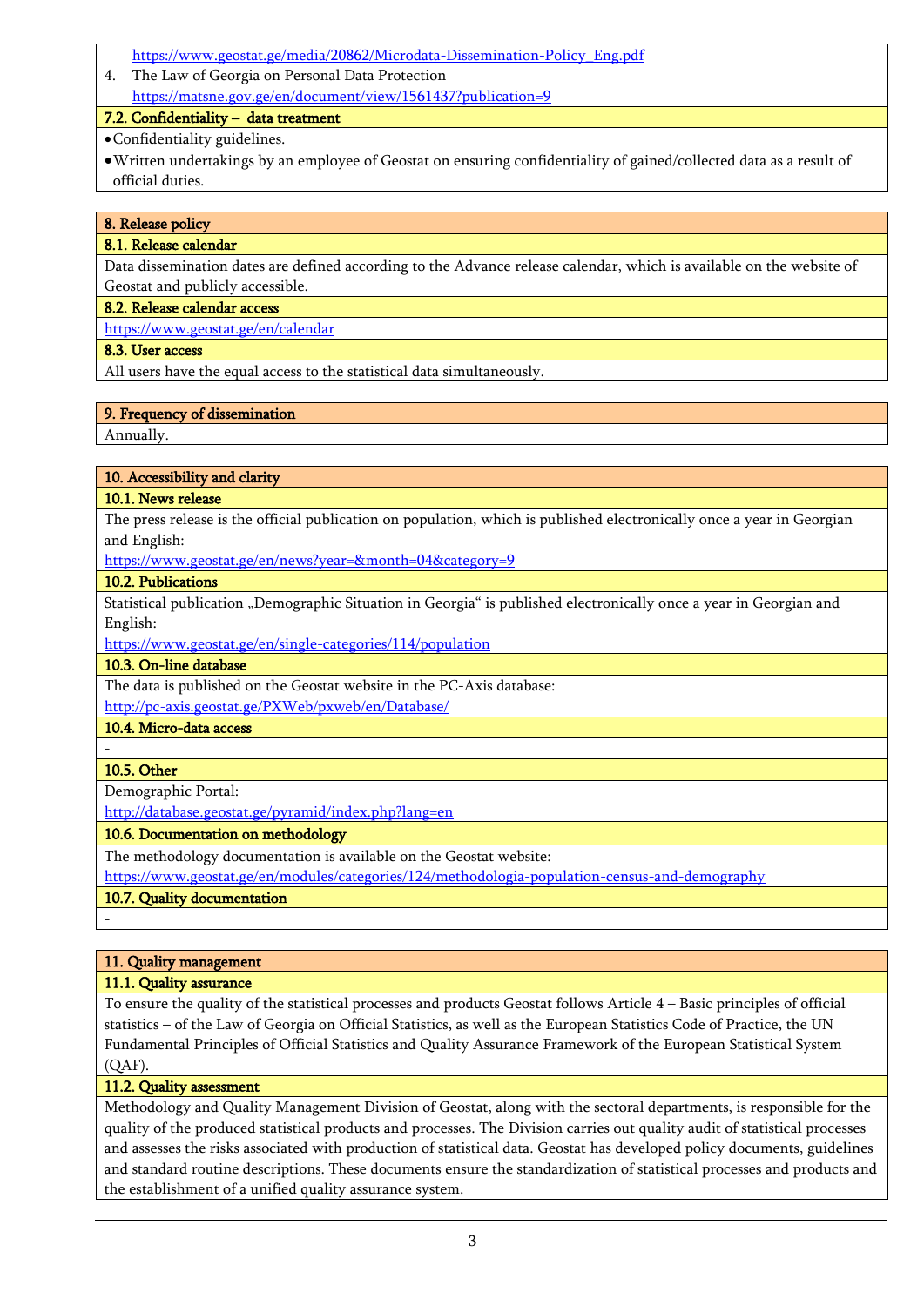https://www.geostat.ge/media/20862/Microdata-Dissemination-Policy_Eng.pdf

4. The Law of Georgia on Personal Data Protection
https://matsne.gov.ge/en/document/view/1561437?publication=9

### 7.2. Confidentiality – data treatment

- Confidentiality guidelines.
- Written undertakings by an employee of Geostat on ensuring confidentiality of gained/collected data as a result of official duties.

## 8. Release policy

### 8.1. Release calendar

Data dissemination dates are defined according to the Advance release calendar, which is available on the website of Geostat and publicly accessible.

### 8.2. Release calendar access

https://www.geostat.ge/en/calendar

### 8.3. User access

All users have the equal access to the statistical data simultaneously.

## 9. Frequency of dissemination

Annually.

## 10. Accessibility and clarity

### 10.1. News release

The press release is the official publication on population, which is published electronically once a year in Georgian and English:
https://www.geostat.ge/en/news?year=&month=04&category=9

### 10.2. Publications

Statistical publication „Demographic Situation in Georgia“ is published electronically once a year in Georgian and English:
https://www.geostat.ge/en/single-categories/114/population

### 10.3. On-line database

The data is published on the Geostat website in the PC-Axis database:
http://pc-axis.geostat.ge/PXWeb/pxweb/en/Database/

### 10.4. Micro-data access

-

### 10.5. Other

Demographic Portal:
http://database.geostat.ge/pyramid/index.php?lang=en

### 10.6. Documentation on methodology

The methodology documentation is available on the Geostat website:
https://www.geostat.ge/en/modules/categories/124/metodologia-population-census-and-demography

### 10.7. Quality documentation

-

## 11. Quality management

### 11.1. Quality assurance

To ensure the quality of the statistical processes and products Geostat follows Article 4 – Basic principles of official statistics – of the Law of Georgia on Official Statistics, as well as the European Statistics Code of Practice, the UN Fundamental Principles of Official Statistics and Quality Assurance Framework of the European Statistical System (QAF).

### 11.2. Quality assessment

Methodology and Quality Management Division of Geostat, along with the sectoral departments, is responsible for the quality of the produced statistical products and processes. The Division carries out quality audit of statistical processes and assesses the risks associated with production of statistical data. Geostat has developed policy documents, guidelines and standard routine descriptions. These documents ensure the standardization of statistical processes and products and the establishment of a unified quality assurance system.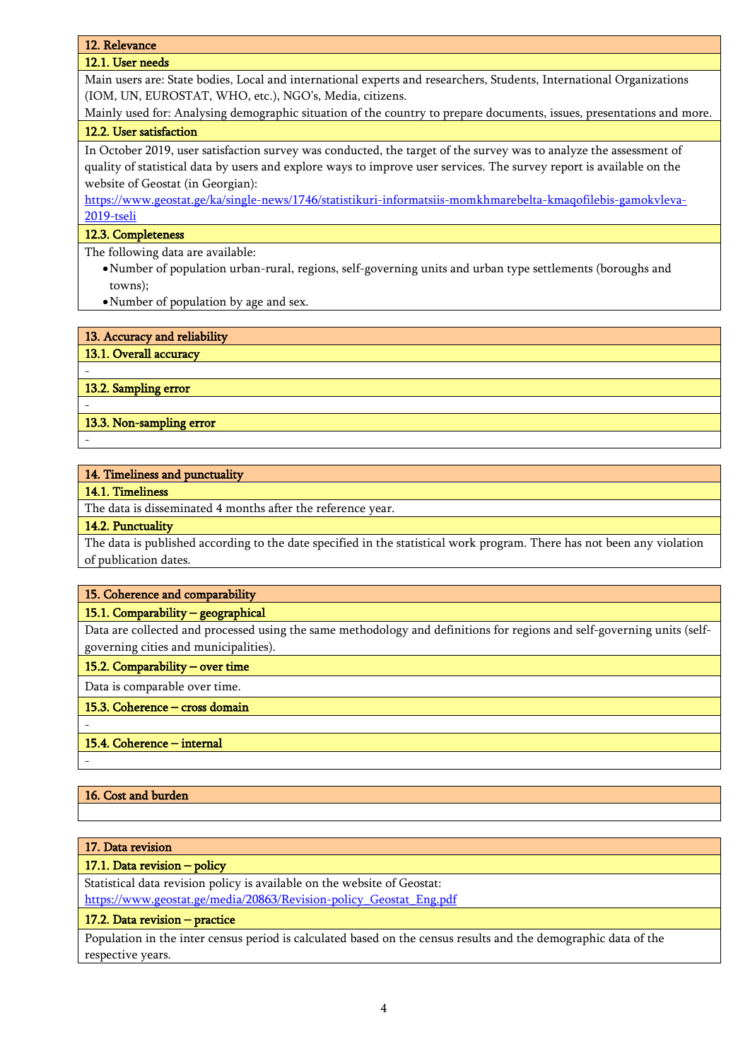## 12. Relevance

### 12.1. User needs

Main users are: State bodies, Local and international experts and researchers, Students, International Organizations (IOM, UN, EUROSTAT, WHO, etc.), NGO's, Media, citizens.

Mainly used for: Analysing demographic situation of the country to prepare documents, issues, presentations and more.

### 12.2. User satisfaction

In October 2019, user satisfaction survey was conducted, the target of the survey was to analyze the assessment of quality of statistical data by users and explore ways to improve user services. The survey report is available on the website of Geostat (in Georgian):

[https://www.geostat.ge/ka/single-news/1746/statistikuri-informatsiis-momkhmarebelta-kmaqofilebis-gamokvleva-2019-tseli](https://www.geostat.ge/ka/single-news/1746/statistikuri-informatsiis-momkhmarebelta-kmaqofilebis-gamokvleva-2019-tseli)

### 12.3. Completeness

The following data are available:

- Number of population urban-rural, regions, self-governing units and urban type settlements (boroughs and towns);
- Number of population by age and sex.

## 13. Accuracy and reliability

### 13.1. Overall accuracy

-

### 13.2. Sampling error

-

### 13.3. Non-sampling error

-

## 14. Timeliness and punctuality

### 14.1. Timeliness

The data is disseminated 4 months after the reference year.

### 14.2. Punctuality

The data is published according to the date specified in the statistical work program. There has not been any violation of publication dates.

## 15. Coherence and comparability

### 15.1. Comparability – geographical

Data are collected and processed using the same methodology and definitions for regions and self-governing units (self-governing cities and municipalities).

### 15.2. Comparability – over time

Data is comparable over time.

### 15.3. Coherence – cross domain

-

### 15.4. Coherence – internal

-

## 16. Cost and burden

## 17. Data revision

### 17.1. Data revision – policy

Statistical data revision policy is available on the website of Geostat:
[https://www.geostat.ge/media/20863/Revision-policy_Geostat_Eng.pdf](https://www.geostat.ge/media/20863/Revision-policy_Geostat_Eng.pdf)

### 17.2. Data revision – practice

Population in the inter census period is calculated based on the census results and the demographic data of the respective years.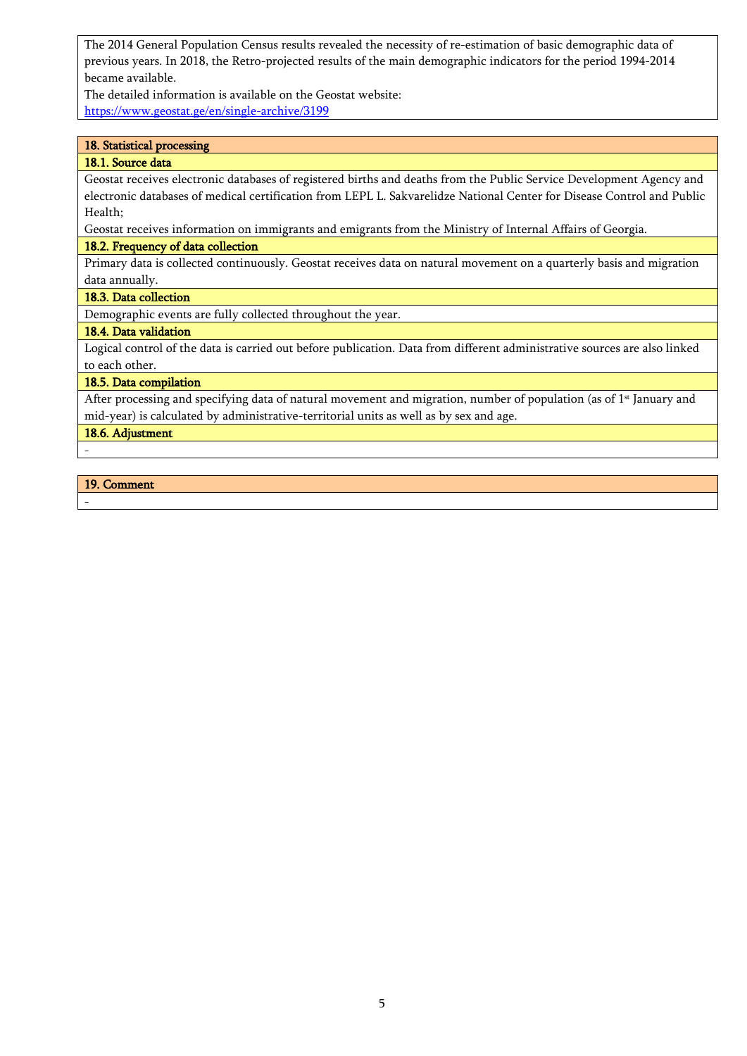The 2014 General Population Census results revealed the necessity of re-estimation of basic demographic data of previous years. In 2018, the Retro-projected results of the main demographic indicators for the period 1994-2014 became available.

The detailed information is available on the Geostat website:
https://www.geostat.ge/en/single-archive/3199

## 18. Statistical processing

### 18.1. Source data

Geostat receives electronic databases of registered births and deaths from the Public Service Development Agency and electronic databases of medical certification from LEPL L. Sakvarelidze National Center for Disease Control and Public Health;

Geostat receives information on immigrants and emigrants from the Ministry of Internal Affairs of Georgia.

### 18.2. Frequency of data collection

Primary data is collected continuously. Geostat receives data on natural movement on a quarterly basis and migration data annually.

### 18.3. Data collection

Demographic events are fully collected throughout the year.

### 18.4. Data validation

Logical control of the data is carried out before publication. Data from different administrative sources are also linked to each other.

### 18.5. Data compilation

After processing and specifying data of natural movement and migration, number of population (as of 1st January and mid-year) is calculated by administrative-territorial units as well as by sex and age.

### 18.6. Adjustment

-

## 19. Comment

-